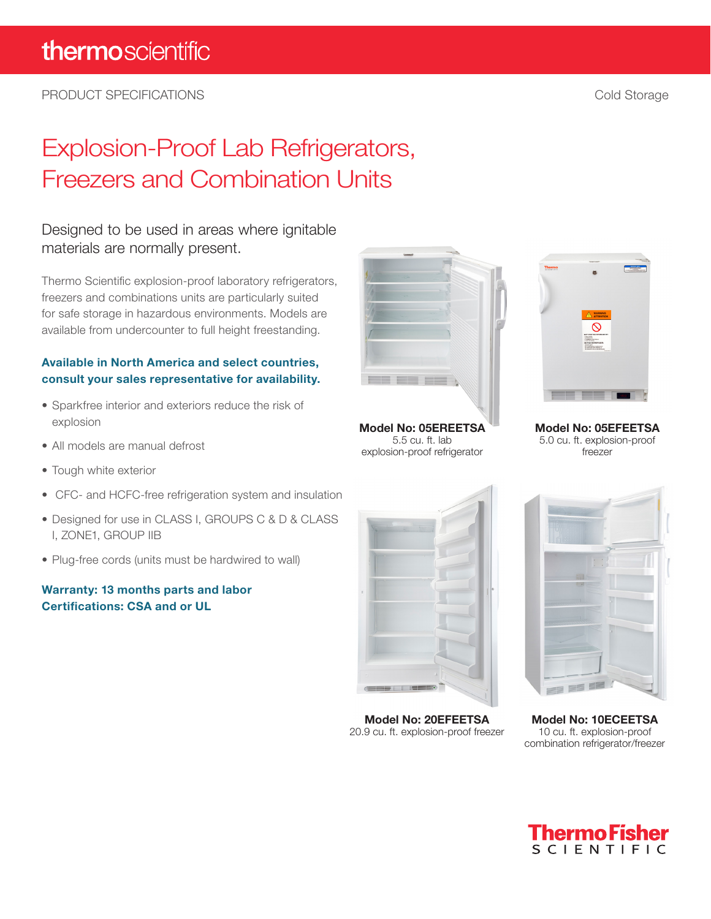thermoscientific

PRODUCT SPECIFICATIONS

Cold Storage

# Explosion-Proof Lab Refrigerators, Freezers and Combination Units

## Designed to be used in areas where ignitable materials are normally present.

Thermo Scientific explosion-proof laboratory refrigerators, freezers and combinations units are particularly suited for safe storage in hazardous environments. Models are available from undercounter to full height freestanding.

**Available in North America and select countries, consult your sales representative for availability.**

- Sparkfree interior and exteriors reduce the risk of explosion
- All models are manual defrost
- Tough white exterior
- CFC- and HCFC-free refrigeration system and insulation
- Designed for use in CLASS I, GROUPS C & D & CLASS I, ZONE1, GROUP IIB
- Plug-free cords (units must be hardwired to wall)

**Warranty: 13 months parts and labor**
**Certifications: CSA and or UL**

**Model No: 05EREETSA**
5.5 cu. ft. lab explosion-proof refrigerator

**Model No: 05EFEETSA**
5.0 cu. ft. explosion-proof freezer

**Model No: 20EFEETSA**
20.9 cu. ft. explosion-proof freezer

**Model No: 10ECEETSA**
10 cu. ft. explosion-proof combination refrigerator/freezer

ThermoFisher SCIENTIFIC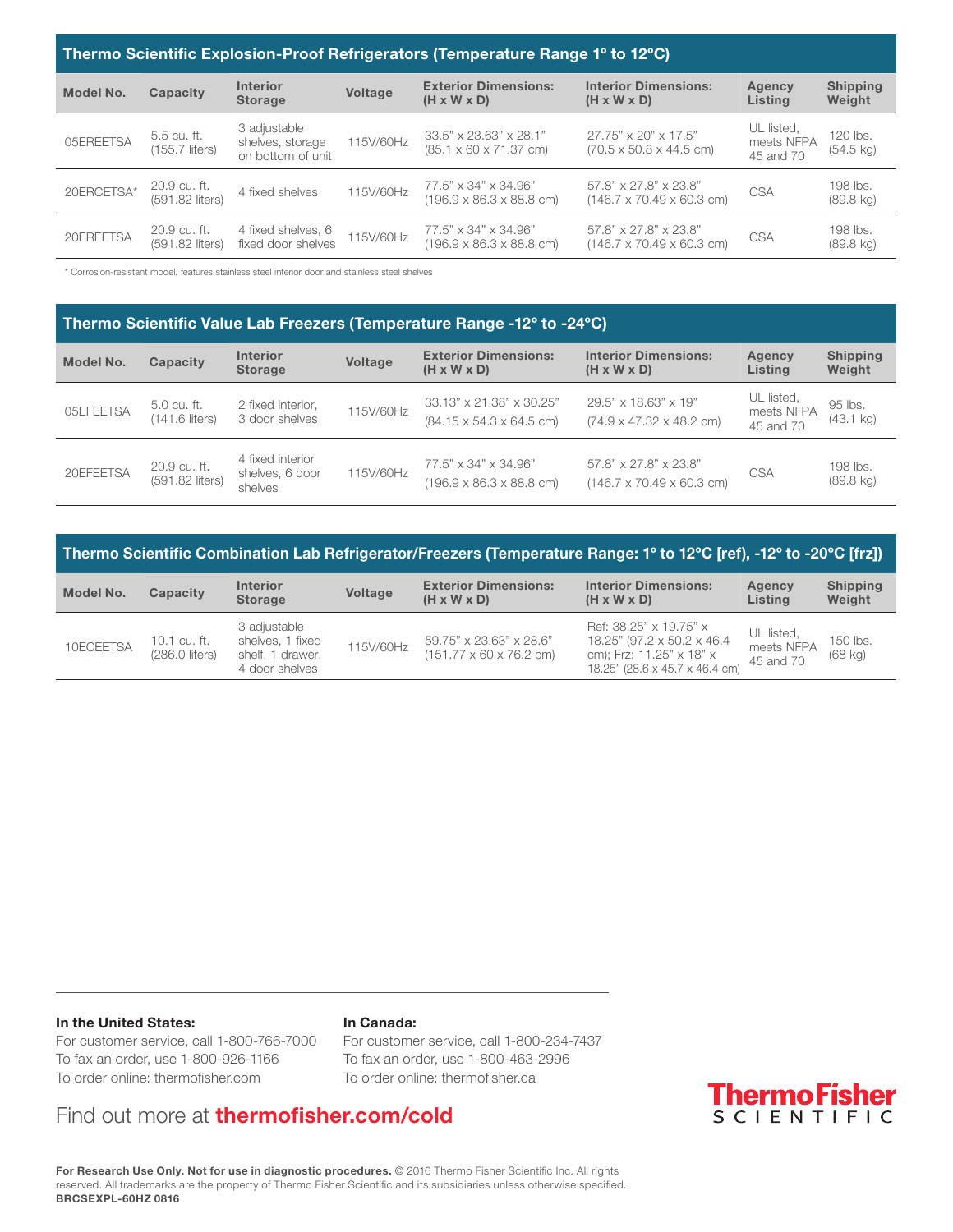## Thermo Scientific Explosion-Proof Refrigerators (Temperature Range 1° to 12°C)

| Model No. | Capacity | Interior Storage | Voltage | Exterior Dimensions: (H x W x D) | Interior Dimensions: (H x W x D) | Agency Listing | Shipping Weight |
|---|---|---|---|---|---|---|---|
| 05EREETSA | 5.5 cu. ft. (155.7 liters) | 3 adjustable shelves, storage on bottom of unit | 115V/60Hz | 33.5" x 23.63" x 28.1" (85.1 x 60 x 71.37 cm) | 27.75" x 20" x 17.5" (70.5 x 50.8 x 44.5 cm) | UL listed, meets NFPA 45 and 70 | 120 lbs. (54.5 kg) |
| 20ERCETSA* | 20.9 cu. ft. (591.82 liters) | 4 fixed shelves | 115V/60Hz | 77.5" x 34" x 34.96" (196.9 x 86.3 x 88.8 cm) | 57.8" x 27.8" x 23.8" (146.7 x 70.49 x 60.3 cm) | CSA | 198 lbs. (89.8 kg) |
| 20EREETSA | 20.9 cu. ft. (591.82 liters) | 4 fixed shelves, 6 fixed door shelves | 115V/60Hz | 77.5" x 34" x 34.96" (196.9 x 86.3 x 88.8 cm) | 57.8" x 27.8" x 23.8" (146.7 x 70.49 x 60.3 cm) | CSA | 198 lbs. (89.8 kg) |

* Corrosion-resistant model, features stainless steel interior door and stainless steel shelves

## Thermo Scientific Value Lab Freezers (Temperature Range -12° to -24°C)

| Model No. | Capacity | Interior Storage | Voltage | Exterior Dimensions: (H x W x D) | Interior Dimensions: (H x W x D) | Agency Listing | Shipping Weight |
|---|---|---|---|---|---|---|---|
| 05EFEETSA | 5.0 cu. ft. (141.6 liters) | 2 fixed interior, 3 door shelves | 115V/60Hz | 33.13" x 21.38" x 30.25" (84.15 x 54.3 x 64.5 cm) | 29.5" x 18.63" x 19" (74.9 x 47.32 x 48.2 cm) | UL listed, meets NFPA 45 and 70 | 95 lbs. (43.1 kg) |
| 20EFEETSA | 20.9 cu. ft. (591.82 liters) | 4 fixed interior shelves, 6 door shelves | 115V/60Hz | 77.5" x 34" x 34.96" (196.9 x 86.3 x 88.8 cm) | 57.8" x 27.8" x 23.8" (146.7 x 70.49 x 60.3 cm) | CSA | 198 lbs. (89.8 kg) |

## Thermo Scientific Combination Lab Refrigerator/Freezers (Temperature Range: 1° to 12°C [ref], -12° to -20°C [frz])

| Model No. | Capacity | Interior Storage | Voltage | Exterior Dimensions: (H x W x D) | Interior Dimensions: (H x W x D) | Agency Listing | Shipping Weight |
|---|---|---|---|---|---|---|---|
| 10ECEETSA | 10.1 cu. ft. (286.0 liters) | 3 adjustable shelves, 1 fixed shelf, 1 drawer, 4 door shelves | 115V/60Hz | 59.75" x 23.63" x 28.6" (151.77 x 60 x 76.2 cm) | Ref: 38.25" x 19.75" x 18.25" (97.2 x 50.2 x 46.4 cm); Frz: 11.25" x 18" x 18.25" (28.6 x 45.7 x 46.4 cm) | UL listed, meets NFPA 45 and 70 | 150 lbs. (68 kg) |

**In the United States:**
For customer service, call 1-800-766-7000
To fax an order, use 1-800-926-1166
To order online: thermofisher.com

**In Canada:**
For customer service, call 1-800-234-7437
To fax an order, use 1-800-463-2996
To order online: thermofisher.ca

Find out more at **thermofisher.com/cold**

ThermoFisher SCIENTIFIC

**For Research Use Only. Not for use in diagnostic procedures.** © 2016 Thermo Fisher Scientific Inc. All rights reserved. All trademarks are the property of Thermo Fisher Scientific and its subsidiaries unless otherwise specified.
**BRCSEXPL-60HZ 0816**